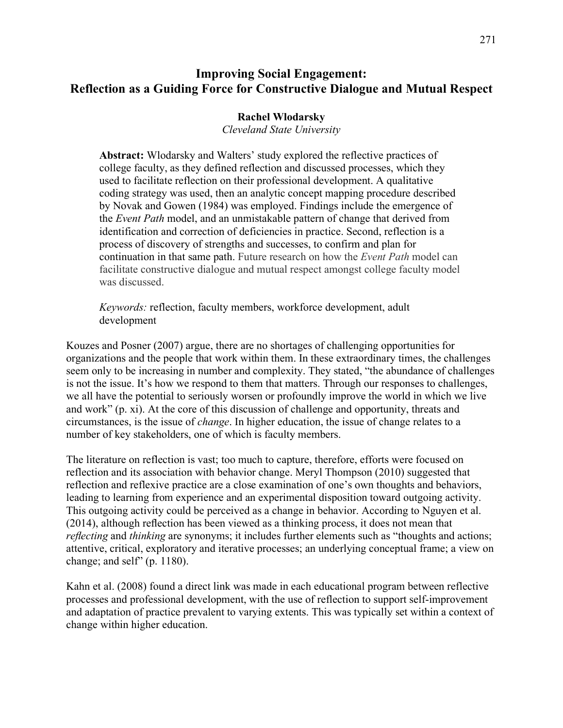# Improving Social Engagement: Reflection as a Guiding Force for Constructive Dialogue and Mutual Respect

**Rachel Wlodarsky**
*Cleveland State University*

**Abstract:** Wlodarsky and Walters' study explored the reflective practices of college faculty, as they defined reflection and discussed processes, which they used to facilitate reflection on their professional development. A qualitative coding strategy was used, then an analytic concept mapping procedure described by Novak and Gowen (1984) was employed. Findings include the emergence of the *Event Path* model, and an unmistakable pattern of change that derived from identification and correction of deficiencies in practice. Second, reflection is a process of discovery of strengths and successes, to confirm and plan for continuation in that same path. Future research on how the *Event Path* model can facilitate constructive dialogue and mutual respect amongst college faculty model was discussed.

*Keywords:* reflection, faculty members, workforce development, adult development

Kouzes and Posner (2007) argue, there are no shortages of challenging opportunities for organizations and the people that work within them. In these extraordinary times, the challenges seem only to be increasing in number and complexity. They stated, "the abundance of challenges is not the issue. It's how we respond to them that matters. Through our responses to challenges, we all have the potential to seriously worsen or profoundly improve the world in which we live and work" (p. xi). At the core of this discussion of challenge and opportunity, threats and circumstances, is the issue of *change*. In higher education, the issue of change relates to a number of key stakeholders, one of which is faculty members.

The literature on reflection is vast; too much to capture, therefore, efforts were focused on reflection and its association with behavior change. Meryl Thompson (2010) suggested that reflection and reflexive practice are a close examination of one's own thoughts and behaviors, leading to learning from experience and an experimental disposition toward outgoing activity. This outgoing activity could be perceived as a change in behavior. According to Nguyen et al. (2014), although reflection has been viewed as a thinking process, it does not mean that *reflecting* and *thinking* are synonyms; it includes further elements such as "thoughts and actions; attentive, critical, exploratory and iterative processes; an underlying conceptual frame; a view on change; and self" (p. 1180).

Kahn et al. (2008) found a direct link was made in each educational program between reflective processes and professional development, with the use of reflection to support self-improvement and adaptation of practice prevalent to varying extents. This was typically set within a context of change within higher education.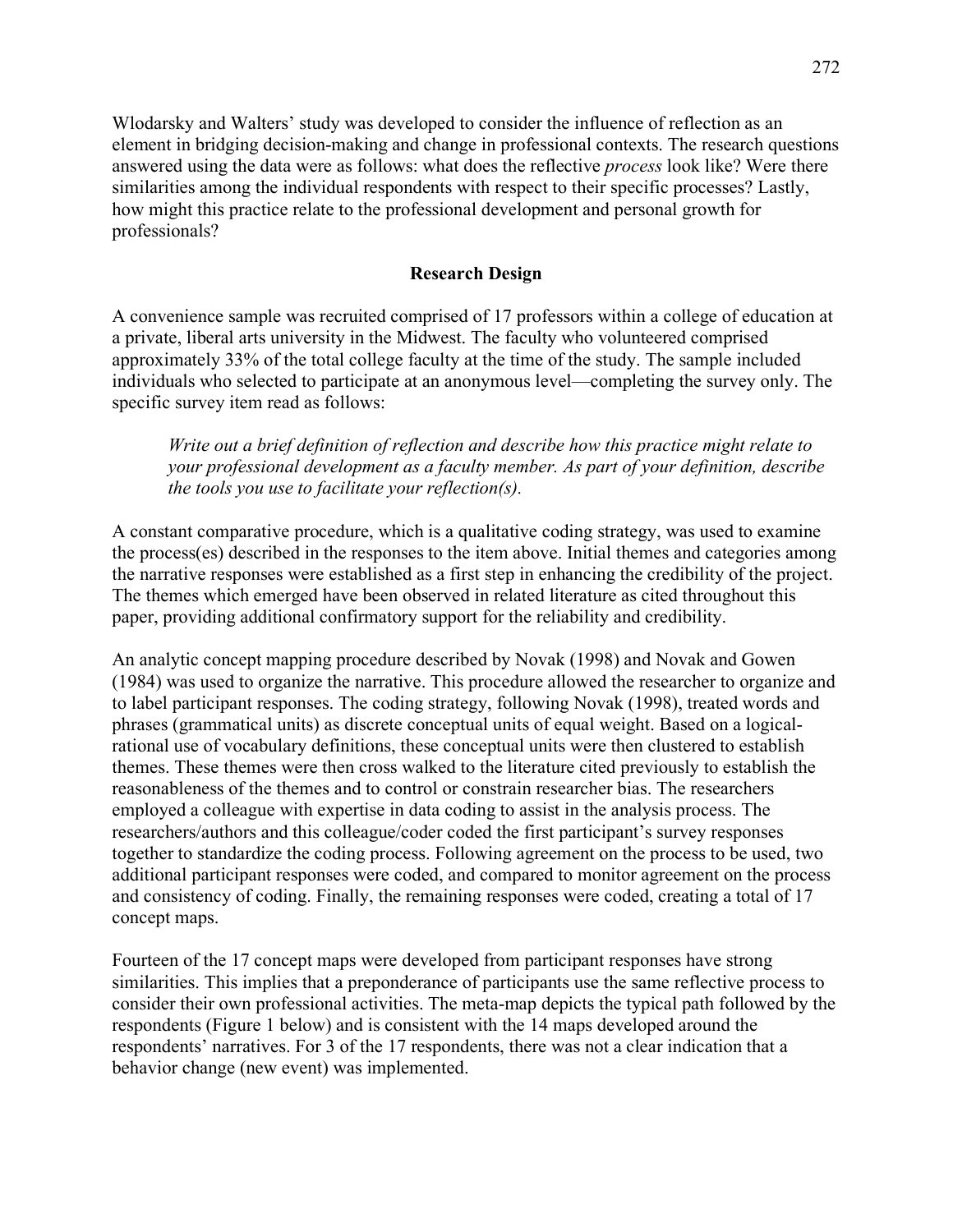Wlodarsky and Walters' study was developed to consider the influence of reflection as an element in bridging decision-making and change in professional contexts. The research questions answered using the data were as follows: what does the reflective *process* look like? Were there similarities among the individual respondents with respect to their specific processes? Lastly, how might this practice relate to the professional development and personal growth for professionals?

## Research Design

A convenience sample was recruited comprised of 17 professors within a college of education at a private, liberal arts university in the Midwest. The faculty who volunteered comprised approximately 33% of the total college faculty at the time of the study. The sample included individuals who selected to participate at an anonymous level—completing the survey only. The specific survey item read as follows:

> *Write out a brief definition of reflection and describe how this practice might relate to your professional development as a faculty member. As part of your definition, describe the tools you use to facilitate your reflection(s).*

A constant comparative procedure, which is a qualitative coding strategy, was used to examine the process(es) described in the responses to the item above. Initial themes and categories among the narrative responses were established as a first step in enhancing the credibility of the project. The themes which emerged have been observed in related literature as cited throughout this paper, providing additional confirmatory support for the reliability and credibility.

An analytic concept mapping procedure described by Novak (1998) and Novak and Gowen (1984) was used to organize the narrative. This procedure allowed the researcher to organize and to label participant responses. The coding strategy, following Novak (1998), treated words and phrases (grammatical units) as discrete conceptual units of equal weight. Based on a logical-rational use of vocabulary definitions, these conceptual units were then clustered to establish themes. These themes were then cross walked to the literature cited previously to establish the reasonableness of the themes and to control or constrain researcher bias. The researchers employed a colleague with expertise in data coding to assist in the analysis process. The researchers/authors and this colleague/coder coded the first participant's survey responses together to standardize the coding process. Following agreement on the process to be used, two additional participant responses were coded, and compared to monitor agreement on the process and consistency of coding. Finally, the remaining responses were coded, creating a total of 17 concept maps.

Fourteen of the 17 concept maps were developed from participant responses have strong similarities. This implies that a preponderance of participants use the same reflective process to consider their own professional activities. The meta-map depicts the typical path followed by the respondents (Figure 1 below) and is consistent with the 14 maps developed around the respondents' narratives. For 3 of the 17 respondents, there was not a clear indication that a behavior change (new event) was implemented.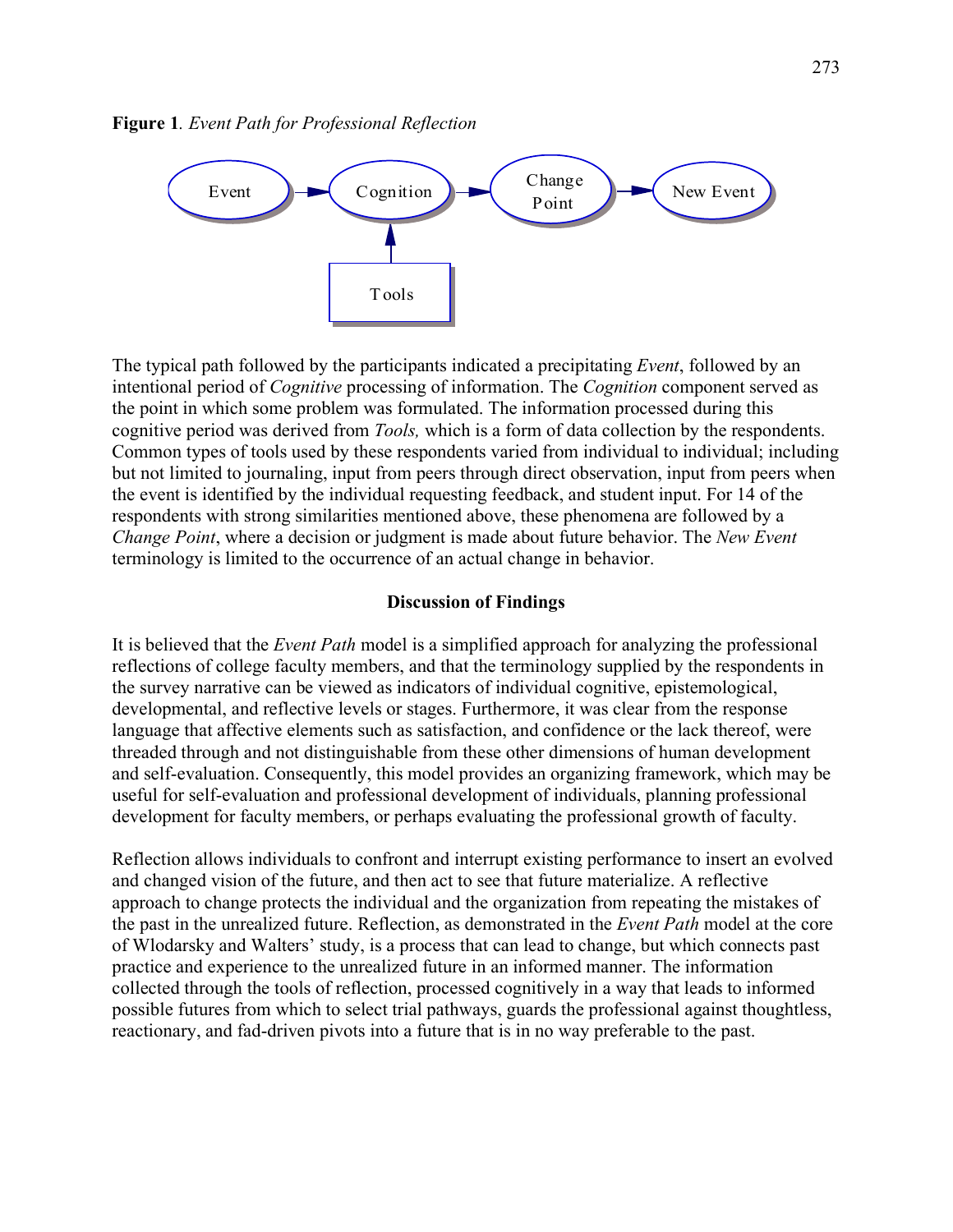**Figure 1**. *Event Path for Professional Reflection*

The typical path followed by the participants indicated a precipitating *Event*, followed by an intentional period of *Cognitive* processing of information. The *Cognition* component served as the point in which some problem was formulated. The information processed during this cognitive period was derived from *Tools,* which is a form of data collection by the respondents. Common types of tools used by these respondents varied from individual to individual; including but not limited to journaling, input from peers through direct observation, input from peers when the event is identified by the individual requesting feedback, and student input. For 14 of the respondents with strong similarities mentioned above, these phenomena are followed by a *Change Point*, where a decision or judgment is made about future behavior. The *New Event* terminology is limited to the occurrence of an actual change in behavior.

## Discussion of Findings

It is believed that the *Event Path* model is a simplified approach for analyzing the professional reflections of college faculty members, and that the terminology supplied by the respondents in the survey narrative can be viewed as indicators of individual cognitive, epistemological, developmental, and reflective levels or stages. Furthermore, it was clear from the response language that affective elements such as satisfaction, and confidence or the lack thereof, were threaded through and not distinguishable from these other dimensions of human development and self-evaluation. Consequently, this model provides an organizing framework, which may be useful for self-evaluation and professional development of individuals, planning professional development for faculty members, or perhaps evaluating the professional growth of faculty.

Reflection allows individuals to confront and interrupt existing performance to insert an evolved and changed vision of the future, and then act to see that future materialize. A reflective approach to change protects the individual and the organization from repeating the mistakes of the past in the unrealized future. Reflection, as demonstrated in the *Event Path* model at the core of Wlodarsky and Walters' study, is a process that can lead to change, but which connects past practice and experience to the unrealized future in an informed manner. The information collected through the tools of reflection, processed cognitively in a way that leads to informed possible futures from which to select trial pathways, guards the professional against thoughtless, reactionary, and fad-driven pivots into a future that is in no way preferable to the past.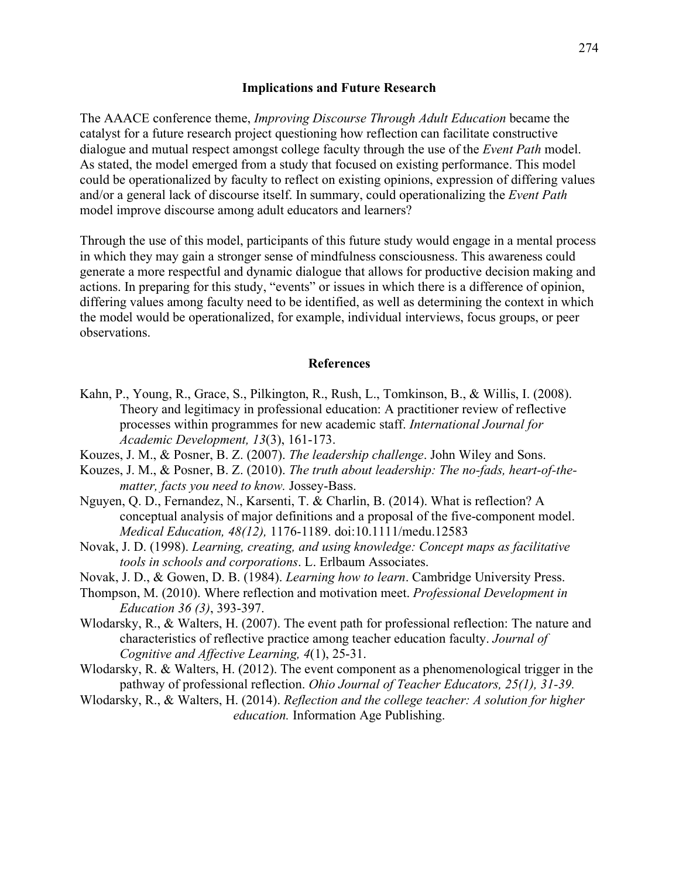## Implications and Future Research

The AACE conference theme, *Improving Discourse Through Adult Education* became the catalyst for a future research project questioning how reflection can facilitate constructive dialogue and mutual respect amongst college faculty through the use of the *Event Path* model. As stated, the model emerged from a study that focused on existing performance. This model could be operationalized by faculty to reflect on existing opinions, expression of differing values and/or a general lack of discourse itself. In summary, could operationalizing the *Event Path* model improve discourse among adult educators and learners?

Through the use of this model, participants of this future study would engage in a mental process in which they may gain a stronger sense of mindfulness consciousness. This awareness could generate a more respectful and dynamic dialogue that allows for productive decision making and actions. In preparing for this study, "events" or issues in which there is a difference of opinion, differing values among faculty need to be identified, as well as determining the context in which the model would be operationalized, for example, individual interviews, focus groups, or peer observations.

## References

Kahn, P., Young, R., Grace, S., Pilkington, R., Rush, L., Tomkinson, B., & Willis, I. (2008). Theory and legitimacy in professional education: A practitioner review of reflective processes within programmes for new academic staff. *International Journal for Academic Development, 13*(3), 161-173.

Kouzes, J. M., & Posner, B. Z. (2007). *The leadership challenge*. John Wiley and Sons.

Kouzes, J. M., & Posner, B. Z. (2010). *The truth about leadership: The no-fads, heart-of-the-matter, facts you need to know.* Jossey-Bass.

Nguyen, Q. D., Fernandez, N., Karsenti, T. & Charlin, B. (2014). What is reflection? A conceptual analysis of major definitions and a proposal of the five-component model. *Medical Education, 48(12),* 1176-1189. doi:10.1111/medu.12583

Novak, J. D. (1998). *Learning, creating, and using knowledge: Concept maps as facilitative tools in schools and corporations*. L. Erlbaum Associates.

Novak, J. D., & Gowen, D. B. (1984). *Learning how to learn*. Cambridge University Press.

Thompson, M. (2010). Where reflection and motivation meet. *Professional Development in Education 36 (3)*, 393-397.

Wlodarsky, R., & Walters, H. (2007). The event path for professional reflection: The nature and characteristics of reflective practice among teacher education faculty. *Journal of Cognitive and Affective Learning, 4*(1), 25-31.

Wlodarsky, R. & Walters, H. (2012). The event component as a phenomenological trigger in the pathway of professional reflection. *Ohio Journal of Teacher Educators, 25(1), 31-39.*

Wlodarsky, R., & Walters, H. (2014). *Reflection and the college teacher: A solution for higher education.* Information Age Publishing.